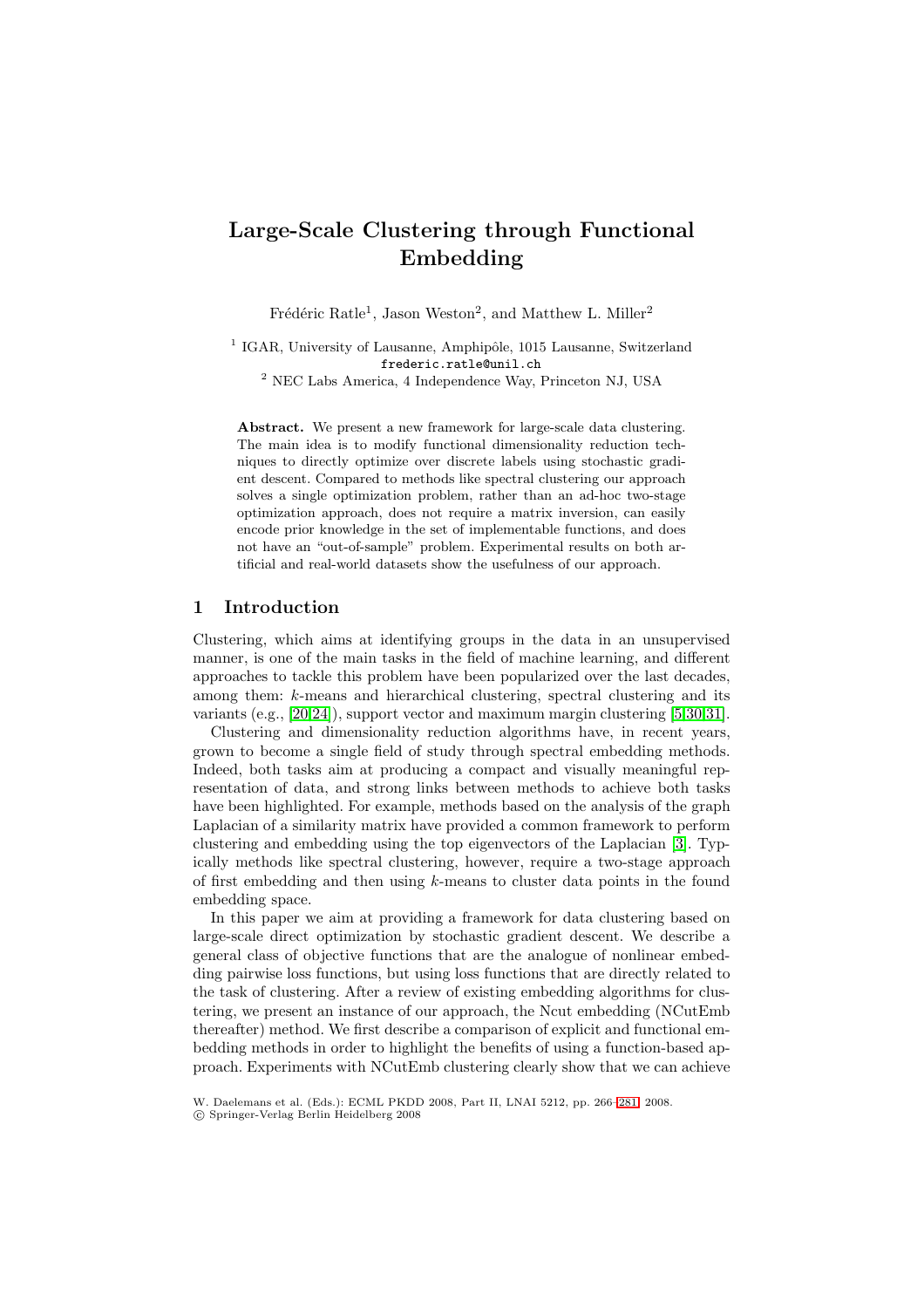# Large-Scale Clustering through Functional Embedding

Frédéric Ratle[1], Jason Weston[2], and Matthew L. Miller[2]

[1] IGAR, University of Lausanne, Amphipôle, 1015 Lausanne, Switzerland
frederic.ratle@unil.ch
[2] NEC Labs America, 4 Independence Way, Princeton NJ, USA

**Abstract.** We present a new framework for large-scale data clustering. The main idea is to modify functional dimensionality reduction techniques to directly optimize over discrete labels using stochastic gradient descent. Compared to methods like spectral clustering our approach solves a single optimization problem, rather than an ad-hoc two-stage optimization approach, does not require a matrix inversion, can easily encode prior knowledge in the set of implementable functions, and does not have an "out-of-sample" problem. Experimental results on both artificial and real-world datasets show the usefulness of our approach.

## 1 Introduction

Clustering, which aims at identifying groups in the data in an unsupervised manner, is one of the main tasks in the field of machine learning, and different approaches to tackle this problem have been popularized over the last decades, among them: $k$-means and hierarchical clustering, spectral clustering and its variants (e.g., [20,24]), support vector and maximum margin clustering [5,30,31].

Clustering and dimensionality reduction algorithms have, in recent years, grown to become a single field of study through spectral embedding methods. Indeed, both tasks aim at producing a compact and visually meaningful representation of data, and strong links between methods to achieve both tasks have been highlighted. For example, methods based on the analysis of the graph Laplacian of a similarity matrix have provided a common framework to perform clustering and embedding using the top eigenvectors of the Laplacian [3]. Typically methods like spectral clustering, however, require a two-stage approach of first embedding and then using $k$-means to cluster data points in the found embedding space.

In this paper we aim at providing a framework for data clustering based on large-scale direct optimization by stochastic gradient descent. We describe a general class of objective functions that are the analogue of nonlinear embedding pairwise loss functions, but using loss functions that are directly related to the task of clustering. After a review of existing embedding algorithms for clustering, we present an instance of our approach, the Ncut embedding (NCutEmb thereafter) method. We first describe a comparison of explicit and functional embedding methods in order to highlight the benefits of using a function-based approach. Experiments with NCutEmb clustering clearly show that we can achieve

W. Daelemans et al. (Eds.): ECML PKDD 2008, Part II, LNAI 5212, pp. 266–281, 2008.
© Springer-Verlag Berlin Heidelberg 2008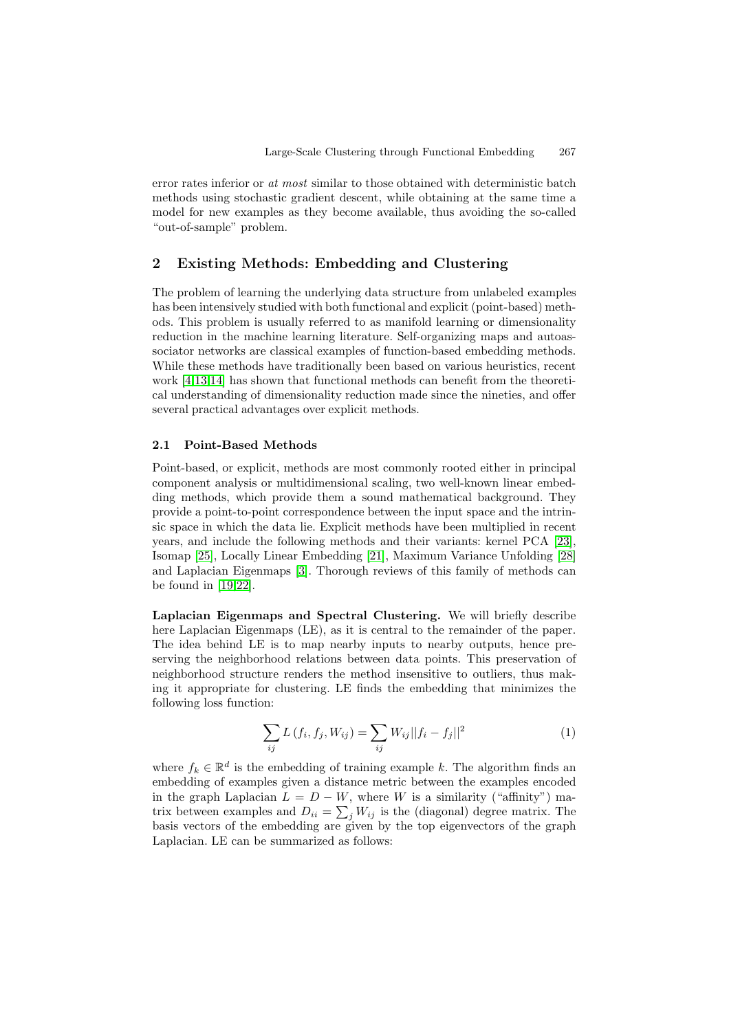error rates inferior or *at most* similar to those obtained with deterministic batch methods using stochastic gradient descent, while obtaining at the same time a model for new examples as they become available, thus avoiding the so-called "out-of-sample" problem.

## 2 Existing Methods: Embedding and Clustering

The problem of learning the underlying data structure from unlabeled examples has been intensively studied with both functional and explicit (point-based) methods. This problem is usually referred to as manifold learning or dimensionality reduction in the machine learning literature. Self-organizing maps and autoassociator networks are classical examples of function-based embedding methods. While these methods have traditionally been based on various heuristics, recent work [4,13,14] has shown that functional methods can benefit from the theoretical understanding of dimensionality reduction made since the nineties, and offer several practical advantages over explicit methods.

### 2.1 Point-Based Methods

Point-based, or explicit, methods are most commonly rooted either in principal component analysis or multidimensional scaling, two well-known linear embedding methods, which provide them a sound mathematical background. They provide a point-to-point correspondence between the input space and the intrinsic space in which the data lie. Explicit methods have been multiplied in recent years, and include the following methods and their variants: kernel PCA [23], Isomap [25], Locally Linear Embedding [21], Maximum Variance Unfolding [28] and Laplacian Eigenmaps [3]. Thorough reviews of this family of methods can be found in [19,22].

**Laplacian Eigenmaps and Spectral Clustering.** We will briefly describe here Laplacian Eigenmaps (LE), as it is central to the remainder of the paper. The idea behind LE is to map nearby inputs to nearby outputs, hence preserving the neighborhood relations between data points. This preservation of neighborhood structure renders the method insensitive to outliers, thus making it appropriate for clustering. LE finds the embedding that minimizes the following loss function:

$$\sum_{ij} L\left(f_i, f_j, W_{ij}\right) = \sum_{ij} W_{ij} ||f_i - f_j||^2 \tag{1}$$

where $f_k \in \mathbb{R}^d$ is the embedding of training example $k$. The algorithm finds an embedding of examples given a distance metric between the examples encoded in the graph Laplacian $L = D - W$, where $W$ is a similarity ("affinity") matrix between examples and $D_{ii} = \sum_j W_{ij}$ is the (diagonal) degree matrix. The basis vectors of the embedding are given by the top eigenvectors of the graph Laplacian. LE can be summarized as follows: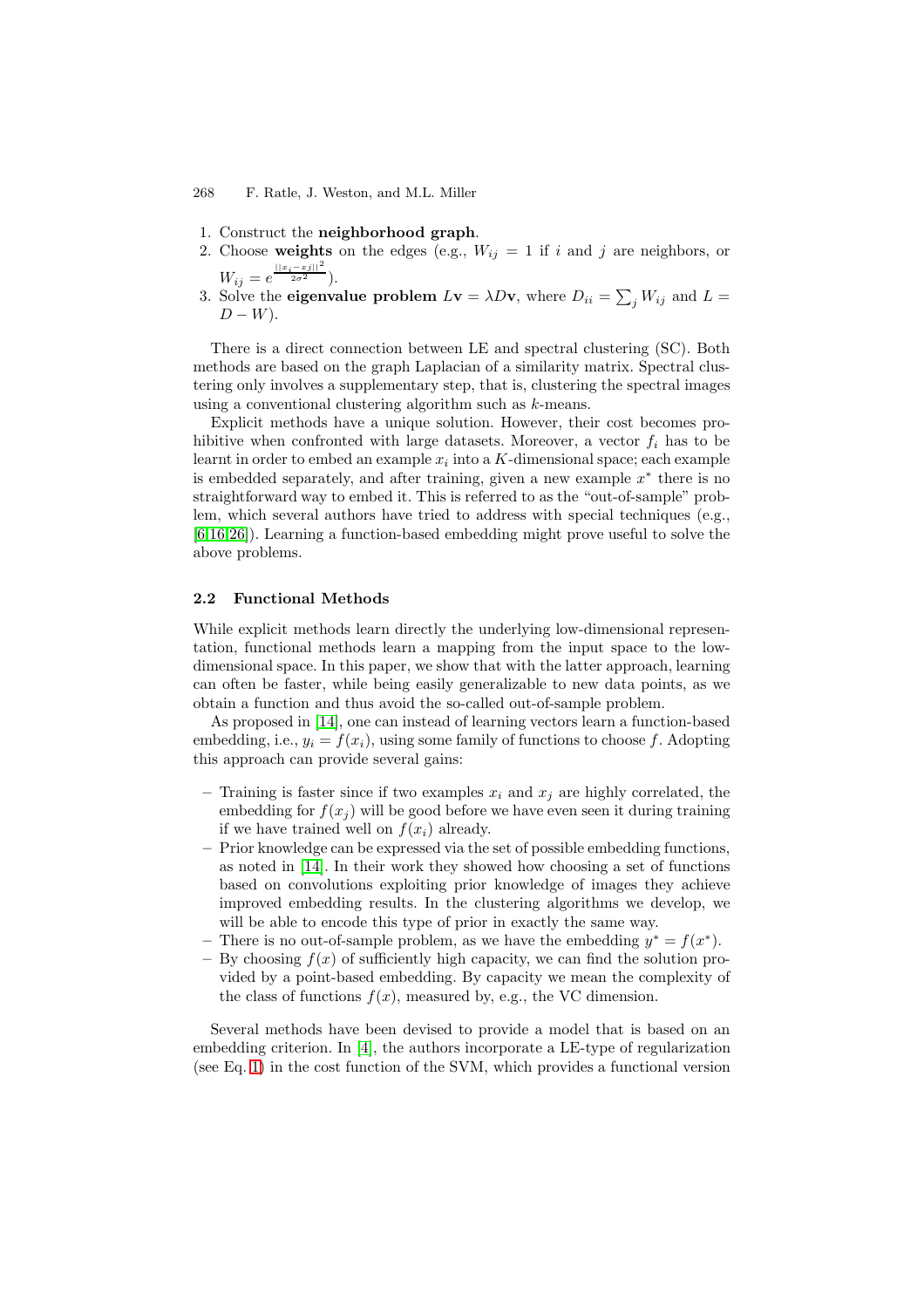1. Construct the **neighborhood graph**.
2. Choose **weights** on the edges (e.g., $W_{ij} = 1$ if $i$ and $j$ are neighbors, or $W_{ij} = e^{\frac{||x_i - xj||^2}{2\sigma^2}}$).
3. Solve the **eigenvalue problem** $L\mathbf{v} = \lambda D\mathbf{v}$, where $D_{ii} = \sum_j W_{ij}$ and $L = D - W$).

There is a direct connection between LE and spectral clustering (SC). Both methods are based on the graph Laplacian of a similarity matrix. Spectral clustering only involves a supplementary step, that is, clustering the spectral images using a conventional clustering algorithm such as $k$-means.

Explicit methods have a unique solution. However, their cost becomes prohibitive when confronted with large datasets. Moreover, a vector $f_i$ has to be learnt in order to embed an example $x_i$ into a $K$-dimensional space; each example is embedded separately, and after training, given a new example $x^*$ there is no straightforward way to embed it. This is referred to as the "out-of-sample" problem, which several authors have tried to address with special techniques (e.g., [6,16,26]). Learning a function-based embedding might prove useful to solve the above problems.

### 2.2 Functional Methods

While explicit methods learn directly the underlying low-dimensional representation, functional methods learn a mapping from the input space to the low-dimensional space. In this paper, we show that with the latter approach, learning can often be faster, while being easily generalizable to new data points, as we obtain a function and thus avoid the so-called out-of-sample problem.

As proposed in [14], one can instead of learning vectors learn a function-based embedding, i.e., $y_i = f(x_i)$, using some family of functions to choose $f$. Adopting this approach can provide several gains:

- Training is faster since if two examples $x_i$ and $x_j$ are highly correlated, the embedding for $f(x_j)$ will be good before we have even seen it during training if we have trained well on $f(x_i)$ already.
- Prior knowledge can be expressed via the set of possible embedding functions, as noted in [14]. In their work they showed how choosing a set of functions based on convolutions exploiting prior knowledge of images they achieve improved embedding results. In the clustering algorithms we develop, we will be able to encode this type of prior in exactly the same way.
- There is no out-of-sample problem, as we have the embedding $y^* = f(x^*)$.
- By choosing $f(x)$ of sufficiently high capacity, we can find the solution provided by a point-based embedding. By capacity we mean the complexity of the class of functions $f(x)$, measured by, e.g., the VC dimension.

Several methods have been devised to provide a model that is based on an embedding criterion. In [4], the authors incorporate a LE-type of regularization (see Eq. 1) in the cost function of the SVM, which provides a functional version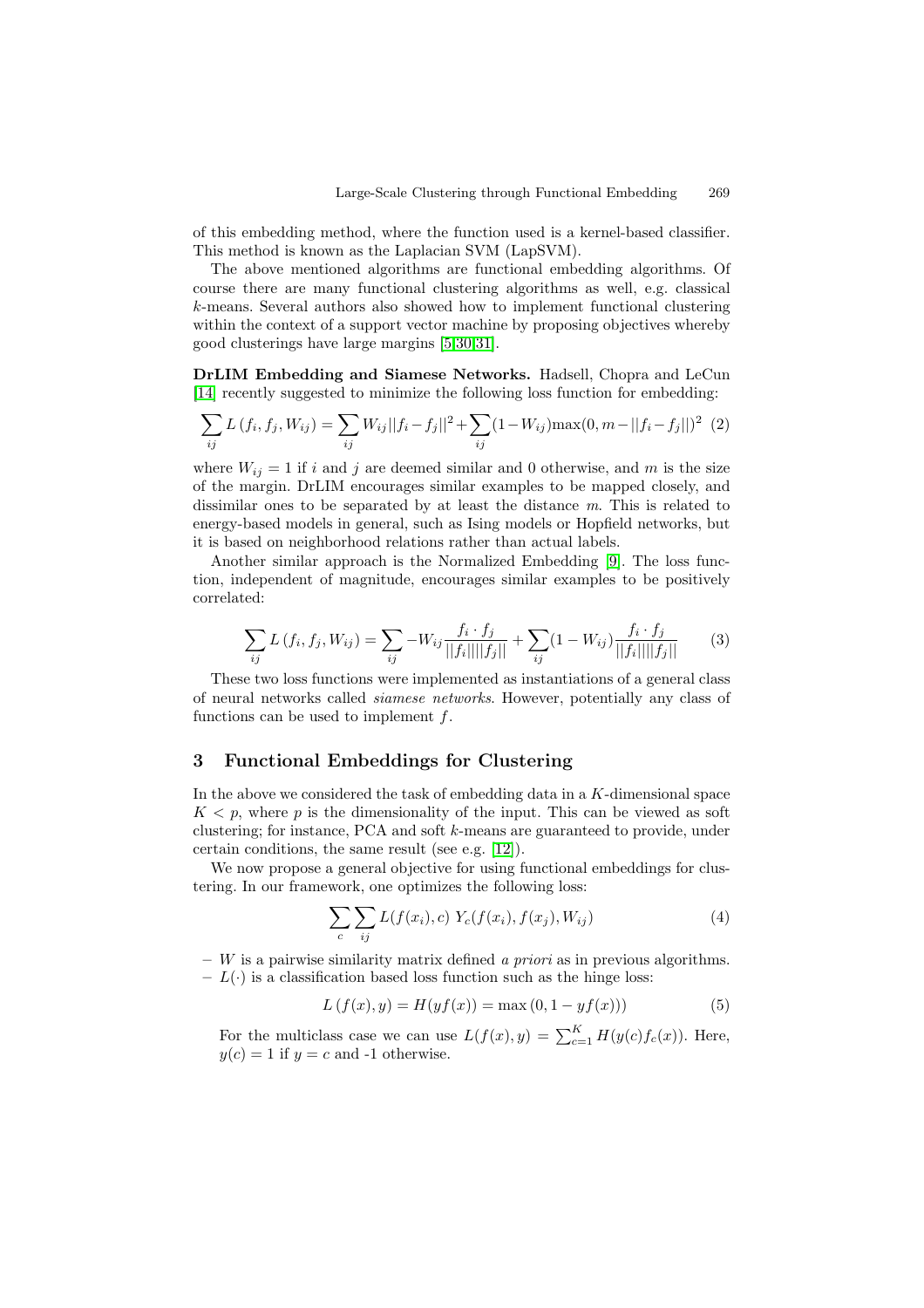of this embedding method, where the function used is a kernel-based classifier. This method is known as the Laplacian SVM (LapSVM).

The above mentioned algorithms are functional embedding algorithms. Of course there are many functional clustering algorithms as well, e.g. classical $k$-means. Several authors also showed how to implement functional clustering within the context of a support vector machine by proposing objectives whereby good clusterings have large margins [5,30,31].

**DrLIM Embedding and Siamese Networks.** Hadsell, Chopra and LeCun [14] recently suggested to minimize the following loss function for embedding:

$$\sum_{ij} L(f_i, f_j, W_{ij}) = \sum_{ij} W_{ij}||f_i - f_j||^2 + \sum_{ij}(1 - W_{ij})\max(0, m - ||f_i - f_j||)^2 \quad (2)$$

where $W_{ij} = 1$ if $i$ and $j$ are deemed similar and 0 otherwise, and $m$ is the size of the margin. DrLIM encourages similar examples to be mapped closely, and dissimilar ones to be separated by at least the distance $m$. This is related to energy-based models in general, such as Ising models or Hopfield networks, but it is based on neighborhood relations rather than actual labels.

Another similar approach is the Normalized Embedding [9]. The loss function, independent of magnitude, encourages similar examples to be positively correlated:

$$\sum_{ij} L(f_i, f_j, W_{ij}) = \sum_{ij} -W_{ij}\frac{f_i \cdot f_j}{||f_i|| ||f_j||} + \sum_{ij}(1 - W_{ij})\frac{f_i \cdot f_j}{||f_i|| ||f_j||} \quad (3)$$

These two loss functions were implemented as instantiations of a general class of neural networks called *siamese networks*. However, potentially any class of functions can be used to implement $f$.

## 3 Functional Embeddings for Clustering

In the above we considered the task of embedding data in a $K$-dimensional space $K < p$, where $p$ is the dimensionality of the input. This can be viewed as soft clustering; for instance, PCA and soft $k$-means are guaranteed to provide, under certain conditions, the same result (see e.g. [12]).

We now propose a general objective for using functional embeddings for clustering. In our framework, one optimizes the following loss:

$$\sum_c \sum_{ij} L(f(x_i), c)\ Y_c(f(x_i), f(x_j), W_{ij}) \quad (4)$$

- $W$ is a pairwise similarity matrix defined *a priori* as in previous algorithms.
- $L(\cdot)$ is a classification based loss function such as the hinge loss:

$$L(f(x), y) = H(yf(x)) = \max(0, 1 - yf(x))) \quad (5)$$

For the multiclass case we can use $L(f(x), y) = \sum_{c=1}^{K} H(y(c)f_c(x))$. Here, $y(c) = 1$ if $y = c$ and -1 otherwise.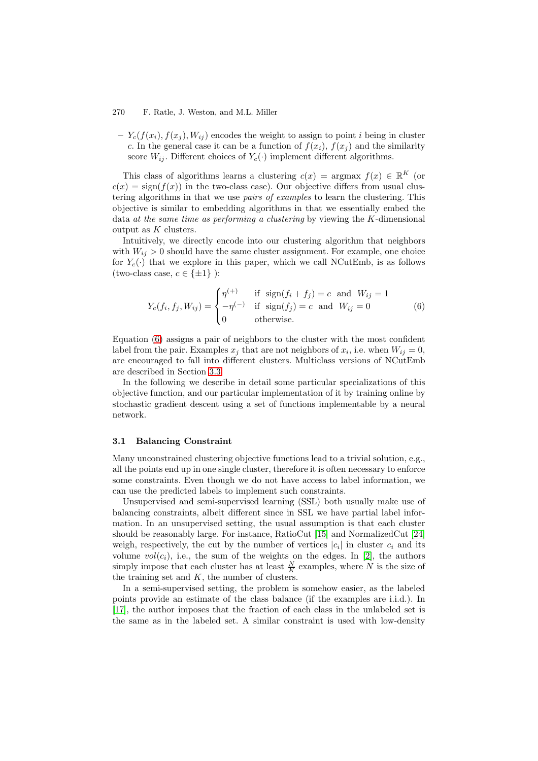– $Y_c(f(x_i), f(x_j), W_{ij})$ encodes the weight to assign to point $i$ being in cluster $c$. In the general case it can be a function of $f(x_i)$, $f(x_j)$ and the similarity score $W_{ij}$. Different choices of $Y_c(\cdot)$ implement different algorithms.

This class of algorithms learns a clustering $c(x) = \text{argmax}\, f(x) \in \mathbb{R}^K$ (or $c(x) = \text{sign}(f(x))$ in the two-class case). Our objective differs from usual clustering algorithms in that we use *pairs of examples* to learn the clustering. This objective is similar to embedding algorithms in that we essentially embed the data *at the same time as performing a clustering* by viewing the $K$-dimensional output as $K$ clusters.

Intuitively, we directly encode into our clustering algorithm that neighbors with $W_{ij} > 0$ should have the same cluster assignment. For example, one choice for $Y_c(\cdot)$ that we explore in this paper, which we call NCutEmb, is as follows (two-class case, $c \in \{\pm 1\}$ ):

$$Y_c(f_i, f_j, W_{ij}) = \begin{cases} \eta^{(+)} & \text{if } \text{sign}(f_i + f_j) = c \text{ and } W_{ij} = 1 \\ -\eta^{(-)} & \text{if } \text{sign}(f_j) = c \text{ and } W_{ij} = 0 \\ 0 & \text{otherwise.} \end{cases} \tag{6}$$

Equation (6) assigns a pair of neighbors to the cluster with the most confident label from the pair. Examples $x_j$ that are not neighbors of $x_i$, i.e. when $W_{ij} = 0$, are encouraged to fall into different clusters. Multiclass versions of NCutEmb are described in Section 3.3.

In the following we describe in detail some particular specializations of this objective function, and our particular implementation of it by training online by stochastic gradient descent using a set of functions implementable by a neural network.

### 3.1 Balancing Constraint

Many unconstrained clustering objective functions lead to a trivial solution, e.g., all the points end up in one single cluster, therefore it is often necessary to enforce some constraints. Even though we do not have access to label information, we can use the predicted labels to implement such constraints.

Unsupervised and semi-supervised learning (SSL) both usually make use of balancing constraints, albeit different since in SSL we have partial label information. In an unsupervised setting, the usual assumption is that each cluster should be reasonably large. For instance, RatioCut [15] and NormalizedCut [24] weigh, respectively, the cut by the number of vertices $|c_i|$ in cluster $c_i$ and its volume $vol(c_i)$, i.e., the sum of the weights on the edges. In [2], the authors simply impose that each cluster has at least $\frac{N}{K}$ examples, where $N$ is the size of the training set and $K$, the number of clusters.

In a semi-supervised setting, the problem is somehow easier, as the labeled points provide an estimate of the class balance (if the examples are i.i.d.). In [17], the author imposes that the fraction of each class in the unlabeled set is the same as in the labeled set. A similar constraint is used with low-density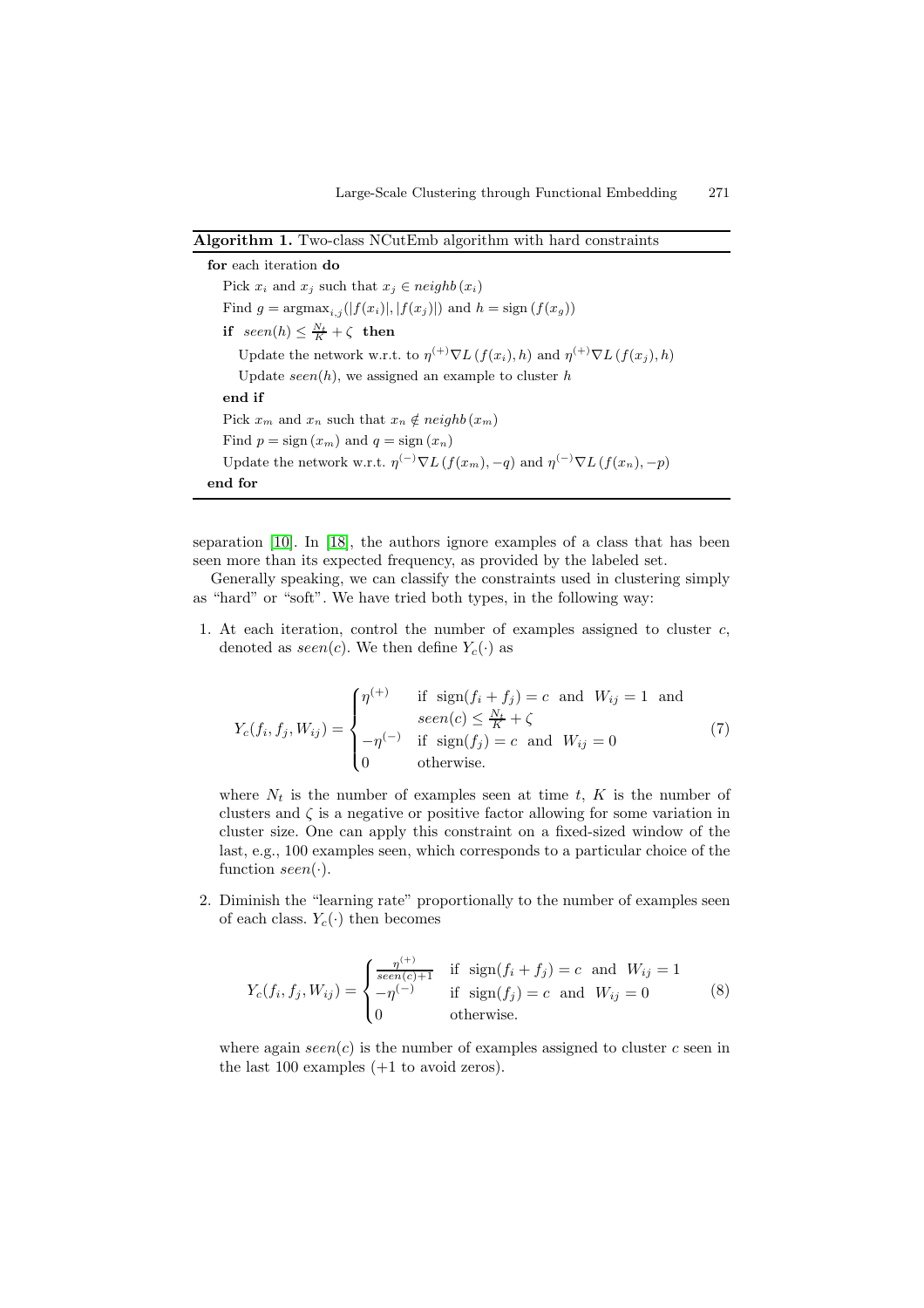**Algorithm 1.** Two-class NCutEmb algorithm with hard constraints

```
for each iteration do
    Pick x_i and x_j such that x_j ∈ neighb(x_i)
    Find g = argmax_{i,j}(|f(x_i)|, |f(x_j)|) and h = sign(f(x_g))
    if seen(h) ≤ N_t/K + ζ then
        Update the network w.r.t. to η^(+)∇L(f(x_i), h) and η^(+)∇L(f(x_j), h)
        Update seen(h), we assigned an example to cluster h
    end if
    Pick x_m and x_n such that x_n ∉ neighb(x_m)
    Find p = sign(x_m) and q = sign(x_n)
    Update the network w.r.t. η^(−)∇L(f(x_m), −q) and η^(−)∇L(f(x_n), −p)
end for
```

separation [10]. In [18], the authors ignore examples of a class that has been seen more than its expected frequency, as provided by the labeled set.

Generally speaking, we can classify the constraints used in clustering simply as "hard" or "soft". We have tried both types, in the following way:

1. At each iteration, control the number of examples assigned to cluster $c$, denoted as $seen(c)$. We then define $Y_c(\cdot)$ as

$$Y_c(f_i, f_j, W_{ij}) = \begin{cases} \eta^{(+)} & \text{if } \operatorname{sign}(f_i + f_j) = c \text{ and } W_{ij} = 1 \text{ and} \\ & seen(c) \leq \frac{N_t}{K} + \zeta \\ -\eta^{(-)} & \text{if } \operatorname{sign}(f_j) = c \text{ and } W_{ij} = 0 \\ 0 & \text{otherwise.} \end{cases} \tag{7}$$

   where $N_t$ is the number of examples seen at time $t$, $K$ is the number of clusters and $\zeta$ is a negative or positive factor allowing for some variation in cluster size. One can apply this constraint on a fixed-sized window of the last, e.g., 100 examples seen, which corresponds to a particular choice of the function $seen(\cdot)$.

2. Diminish the "learning rate" proportionally to the number of examples seen of each class. $Y_c(\cdot)$ then becomes

$$Y_c(f_i, f_j, W_{ij}) = \begin{cases} \frac{\eta^{(+)}}{seen(c)+1} & \text{if } \operatorname{sign}(f_i + f_j) = c \text{ and } W_{ij} = 1 \\ -\eta^{(-)} & \text{if } \operatorname{sign}(f_j) = c \text{ and } W_{ij} = 0 \\ 0 & \text{otherwise.} \end{cases} \tag{8}$$

   where again $seen(c)$ is the number of examples assigned to cluster $c$ seen in the last 100 examples (+1 to avoid zeros).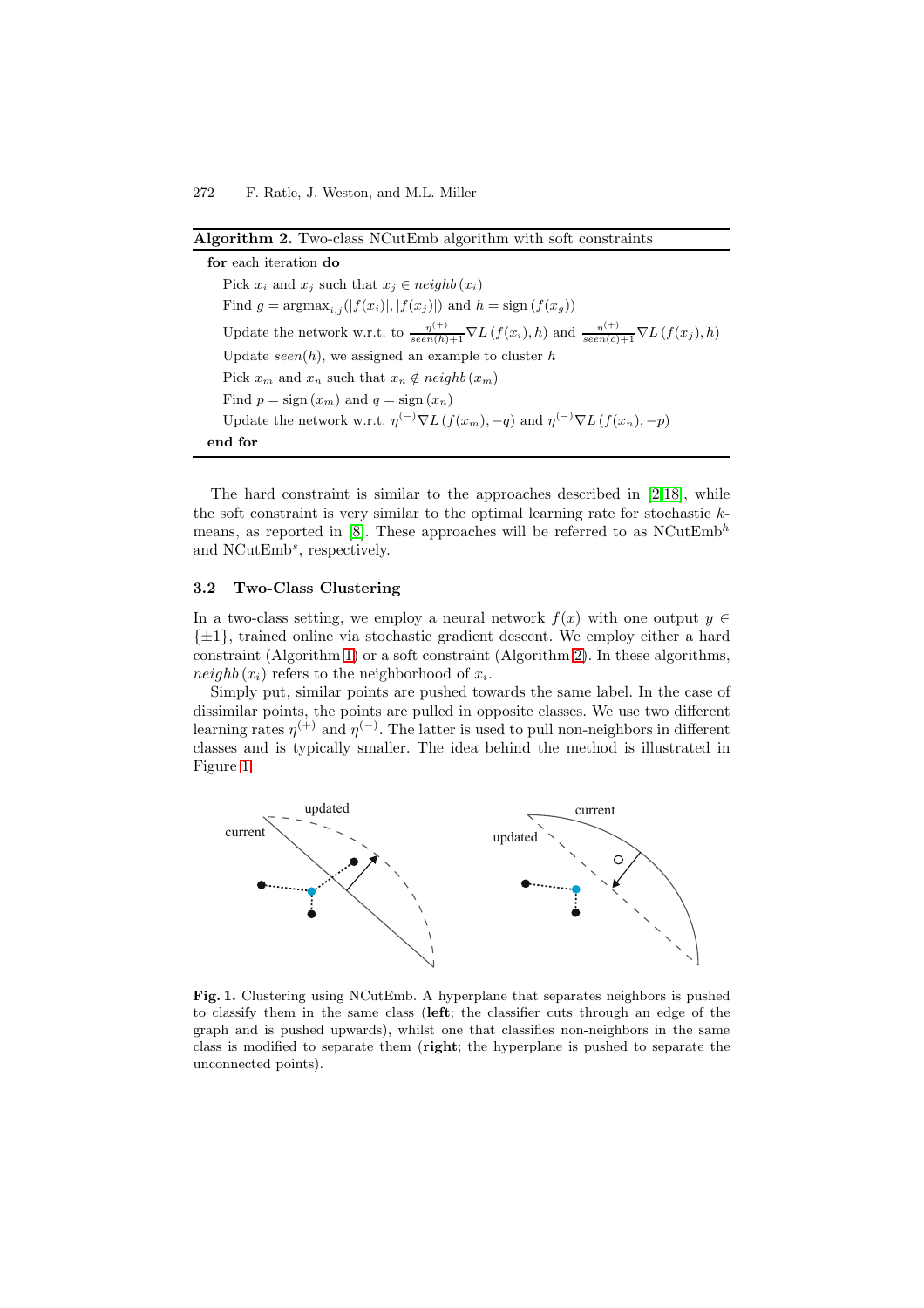**Algorithm 2.** Two-class NCutEmb algorithm with soft constraints

```
for each iteration do
    Pick x_i and x_j such that x_j ∈ neighb(x_i)
    Find g = argmax_{i,j}(|f(x_i)|, |f(x_j)|) and h = sign(f(x_g))
    Update the network w.r.t. to η^(+)/(seen(h)+1) ∇L(f(x_i), h) and η^(+)/(seen(c)+1) ∇L(f(x_j), h)
    Update seen(h), we assigned an example to cluster h
    Pick x_m and x_n such that x_n ∉ neighb(x_m)
    Find p = sign(x_m) and q = sign(x_n)
    Update the network w.r.t. η^(−) ∇L(f(x_m), −q) and η^(−) ∇L(f(x_n), −p)
end for
```

The hard constraint is similar to the approaches described in [2,18], while the soft constraint is very similar to the optimal learning rate for stochastic $k$-means, as reported in [8]. These approaches will be referred to as NCutEmb$^h$ and NCutEmb$^s$, respectively.

### 3.2 Two-Class Clustering

In a two-class setting, we employ a neural network $f(x)$ with one output $y \in \{\pm 1\}$, trained online via stochastic gradient descent. We employ either a hard constraint (Algorithm 1) or a soft constraint (Algorithm 2). In these algorithms, $neighb(x_i)$ refers to the neighborhood of $x_i$.

Simply put, similar points are pushed towards the same label. In the case of dissimilar points, the points are pulled in opposite classes. We use two different learning rates $\eta^{(+)}$ and $\eta^{(-)}$. The latter is used to pull non-neighbors in different classes and is typically smaller. The idea behind the method is illustrated in Figure 1.

**Fig. 1.** Clustering using NCutEmb. A hyperplane that separates neighbors is pushed to classify them in the same class (**left**; the classifier cuts through an edge of the graph and is pushed upwards), whilst one that classifies non-neighbors in the same class is modified to separate them (**right**; the hyperplane is pushed to separate the unconnected points).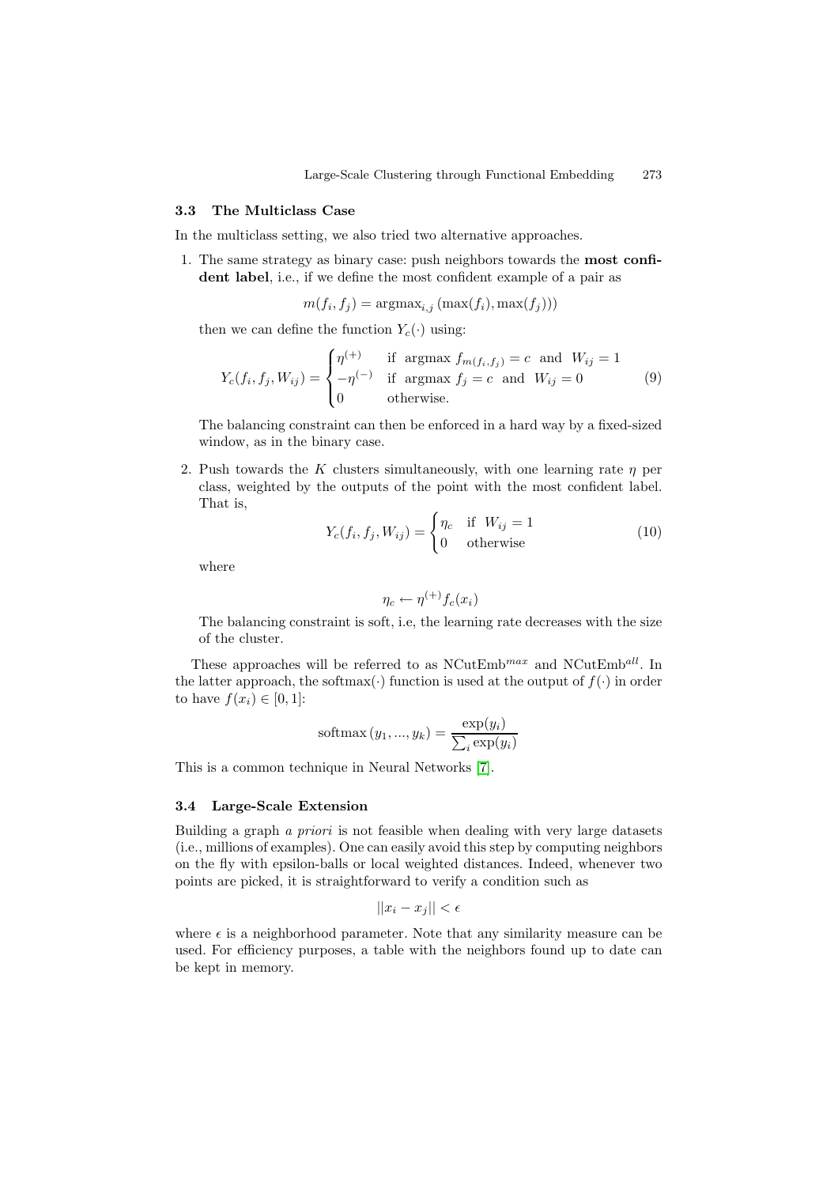### 3.3 The Multiclass Case

In the multiclass setting, we also tried two alternative approaches.

1. The same strategy as binary case: push neighbors towards the **most confident label**, i.e., if we define the most confident example of a pair as

   $$m(f_i, f_j) = \text{argmax}_{i,j} \left(\max(f_i), \max(f_j)\right)$$

   then we can define the function $Y_c(\cdot)$ using:

   $$Y_c(f_i, f_j, W_{ij}) = \begin{cases} \eta^{(+)} & \text{if } \text{ argmax } f_{m(f_i,f_j)} = c \text{ and } W_{ij} = 1 \\ -\eta^{(-)} & \text{if } \text{ argmax } f_j = c \text{ and } W_{ij} = 0 \\ 0 & \text{otherwise.} \end{cases} \tag{9}$$

   The balancing constraint can then be enforced in a hard way by a fixed-sized window, as in the binary case.

2. Push towards the $K$ clusters simultaneously, with one learning rate $\eta$ per class, weighted by the outputs of the point with the most confident label. That is,

   $$Y_c(f_i, f_j, W_{ij}) = \begin{cases} \eta_c & \text{if } W_{ij} = 1 \\ 0 & \text{otherwise} \end{cases} \tag{10}$$

   where

   $$\eta_c \leftarrow \eta^{(+)} f_c(x_i)$$

   The balancing constraint is soft, i.e, the learning rate decreases with the size of the cluster.

These approaches will be referred to as NCutEmb$^{max}$ and NCutEmb$^{all}$. In the latter approach, the softmax$(\cdot)$ function is used at the output of $f(\cdot)$ in order to have $f(x_i) \in [0, 1]$:

$$\text{softmax}\left(y_1, ..., y_k\right) = \frac{\exp(y_i)}{\sum_i \exp(y_i)}$$

This is a common technique in Neural Networks [7].

### 3.4 Large-Scale Extension

Building a graph *a priori* is not feasible when dealing with very large datasets (i.e., millions of examples). One can easily avoid this step by computing neighbors on the fly with epsilon-balls or local weighted distances. Indeed, whenever two points are picked, it is straightforward to verify a condition such as

$$||x_i - x_j|| < \epsilon$$

where $\epsilon$ is a neighborhood parameter. Note that any similarity measure can be used. For efficiency purposes, a table with the neighbors found up to date can be kept in memory.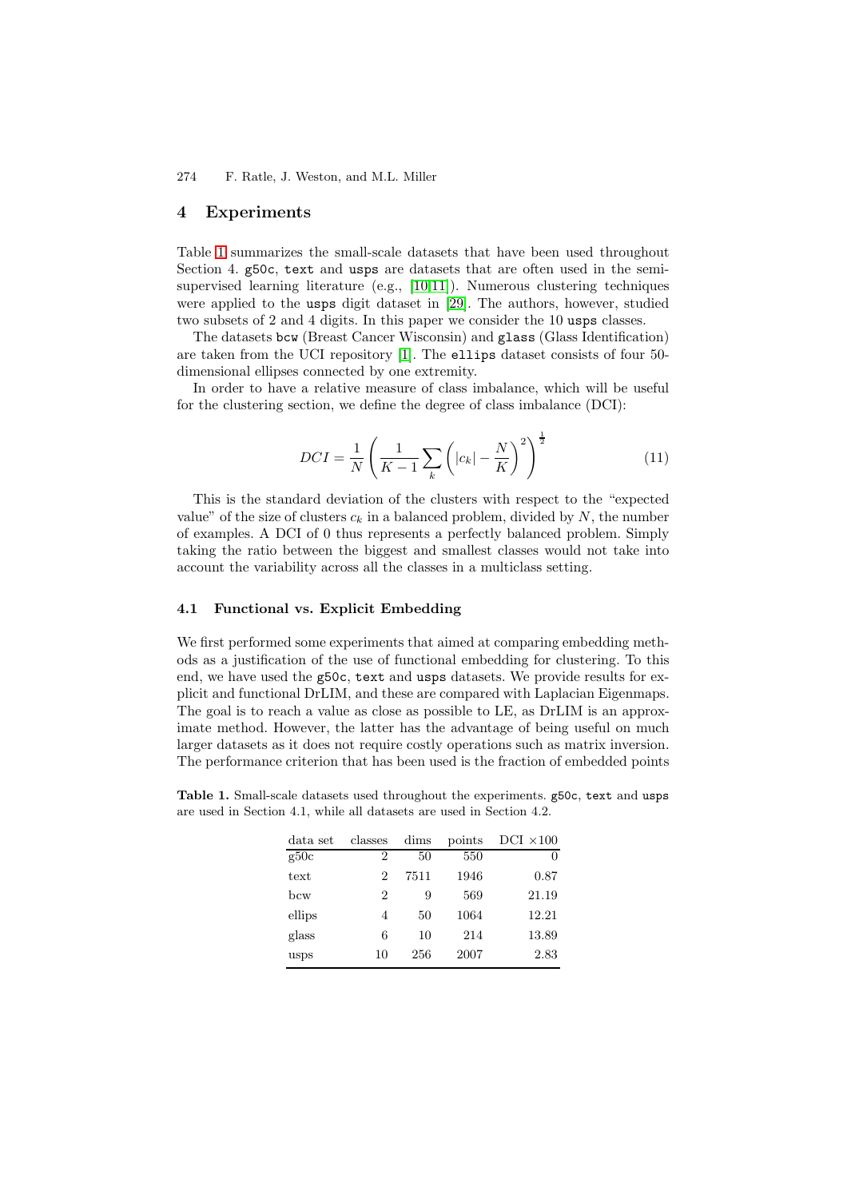## 4 Experiments

Table 1 summarizes the small-scale datasets that have been used throughout Section 4. g50c, text and usps are datasets that are often used in the semi-supervised learning literature (e.g., [10,11]). Numerous clustering techniques were applied to the usps digit dataset in [29]. The authors, however, studied two subsets of 2 and 4 digits. In this paper we consider the 10 usps classes.

The datasets bcw (Breast Cancer Wisconsin) and glass (Glass Identification) are taken from the UCI repository [1]. The ellips dataset consists of four 50-dimensional ellipses connected by one extremity.

In order to have a relative measure of class imbalance, which will be useful for the clustering section, we define the degree of class imbalance (DCI):

$$DCI = \frac{1}{N}\left(\frac{1}{K-1}\sum_{k}\left(|c_k| - \frac{N}{K}\right)^2\right)^{\frac{1}{2}} \tag{11}$$

This is the standard deviation of the clusters with respect to the "expected value" of the size of clusters $c_k$ in a balanced problem, divided by $N$, the number of examples. A DCI of 0 thus represents a perfectly balanced problem. Simply taking the ratio between the biggest and smallest classes would not take into account the variability across all the classes in a multiclass setting.

### 4.1 Functional vs. Explicit Embedding

We first performed some experiments that aimed at comparing embedding methods as a justification of the use of functional embedding for clustering. To this end, we have used the g50c, text and usps datasets. We provide results for explicit and functional DrLIM, and these are compared with Laplacian Eigenmaps. The goal is to reach a value as close as possible to LE, as DrLIM is an approximate method. However, the latter has the advantage of being useful on much larger datasets as it does not require costly operations such as matrix inversion. The performance criterion that has been used is the fraction of embedded points

**Table 1.** Small-scale datasets used throughout the experiments. g50c, text and usps are used in Section 4.1, while all datasets are used in Section 4.2.

| data set | classes | dims | points | DCI ×100 |
|---|---|---|---|---|
| g50c | 2 | 50 | 550 | 0 |
| text | 2 | 7511 | 1946 | 0.87 |
| bcw | 2 | 9 | 569 | 21.19 |
| ellips | 4 | 50 | 1064 | 12.21 |
| glass | 6 | 10 | 214 | 13.89 |
| usps | 10 | 256 | 2007 | 2.83 |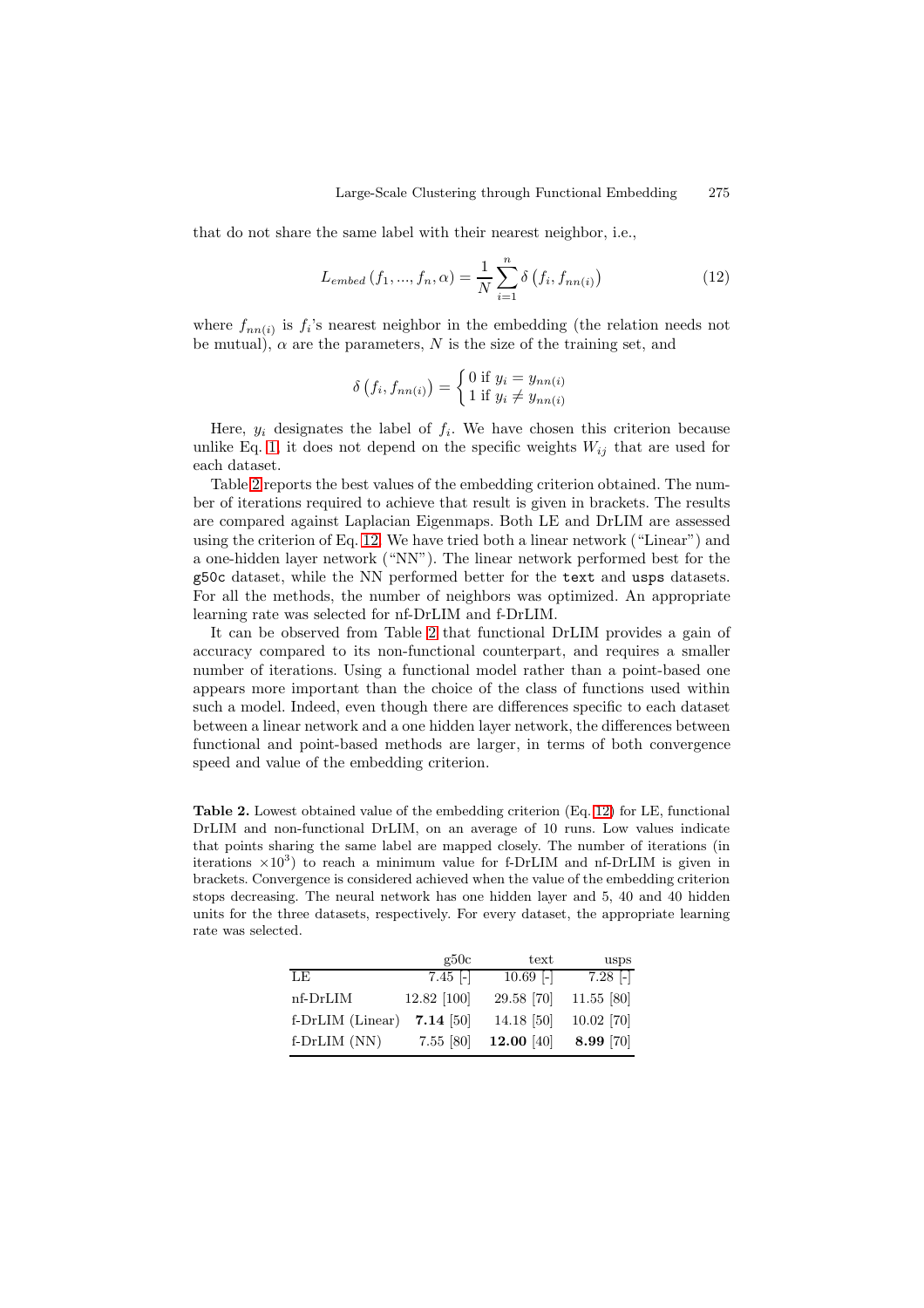that do not share the same label with their nearest neighbor, i.e.,

$$L_{embed}\left(f_1, ..., f_n, \alpha\right) = \frac{1}{N}\sum_{i=1}^{n} \delta\left(f_i, f_{nn(i)}\right) \tag{12}$$

where $f_{nn(i)}$ is $f_i$'s nearest neighbor in the embedding (the relation needs not be mutual), $\alpha$ are the parameters, $N$ is the size of the training set, and

$$\delta\left(f_i, f_{nn(i)}\right) = \begin{cases} 0 \text{ if } y_i = y_{nn(i)} \\ 1 \text{ if } y_i \neq y_{nn(i)} \end{cases}$$

Here, $y_i$ designates the label of $f_i$. We have chosen this criterion because unlike Eq. 1, it does not depend on the specific weights $W_{ij}$ that are used for each dataset.

Table 2 reports the best values of the embedding criterion obtained. The number of iterations required to achieve that result is given in brackets. The results are compared against Laplacian Eigenmaps. Both LE and DrLIM are assessed using the criterion of Eq. 12. We have tried both a linear network ("Linear") and a one-hidden layer network ("NN"). The linear network performed best for the `g50c` dataset, while the NN performed better for the `text` and `usps` datasets. For all the methods, the number of neighbors was optimized. An appropriate learning rate was selected for nf-DrLIM and f-DrLIM.

It can be observed from Table 2 that functional DrLIM provides a gain of accuracy compared to its non-functional counterpart, and requires a smaller number of iterations. Using a functional model rather than a point-based one appears more important than the choice of the class of functions used within such a model. Indeed, even though there are differences specific to each dataset between a linear network and a one hidden layer network, the differences between functional and point-based methods are larger, in terms of both convergence speed and value of the embedding criterion.

**Table 2.** Lowest obtained value of the embedding criterion (Eq. 12) for LE, functional DrLIM and non-functional DrLIM, on an average of 10 runs. Low values indicate that points sharing the same label are mapped closely. The number of iterations (in iterations $\times 10^3$) to reach a minimum value for f-DrLIM and nf-DrLIM is given in brackets. Convergence is considered achieved when the value of the embedding criterion stops decreasing. The neural network has one hidden layer and 5, 40 and 40 hidden units for the three datasets, respectively. For every dataset, the appropriate learning rate was selected.

| | g50c | text | usps |
|---|---|---|---|
| LE | 7.45 [-] | 10.69 [-] | 7.28 [-] |
| nf-DrLIM | 12.82 [100] | 29.58 [70] | 11.55 [80] |
| f-DrLIM (Linear) | **7.14** [50] | 14.18 [50] | 10.02 [70] |
| f-DrLIM (NN) | 7.55 [80] | **12.00** [40] | **8.99** [70] |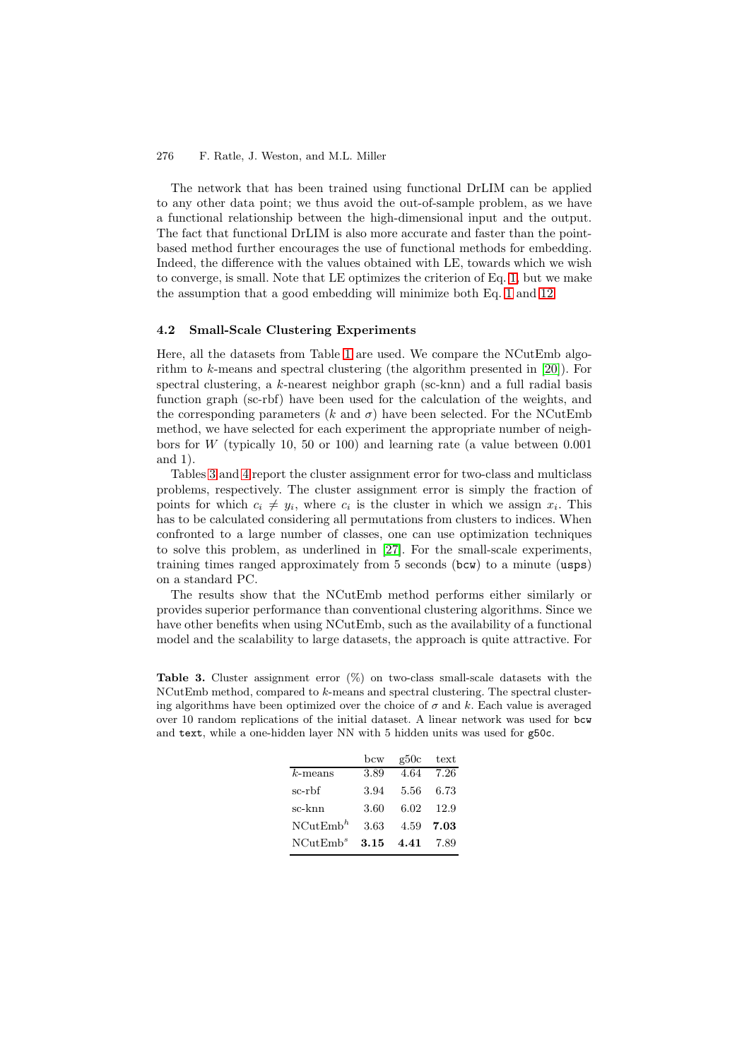The network that has been trained using functional DrLIM can be applied to any other data point; we thus avoid the out-of-sample problem, as we have a functional relationship between the high-dimensional input and the output. The fact that functional DrLIM is also more accurate and faster than the point-based method further encourages the use of functional methods for embedding. Indeed, the difference with the values obtained with LE, towards which we wish to converge, is small. Note that LE optimizes the criterion of Eq. 1, but we make the assumption that a good embedding will minimize both Eq. 1 and 12.

### 4.2 Small-Scale Clustering Experiments

Here, all the datasets from Table 1 are used. We compare the NCutEmb algorithm to $k$-means and spectral clustering (the algorithm presented in [20]). For spectral clustering, a $k$-nearest neighbor graph (sc-knn) and a full radial basis function graph (sc-rbf) have been used for the calculation of the weights, and the corresponding parameters ($k$ and $\sigma$) have been selected. For the NCutEmb method, we have selected for each experiment the appropriate number of neighbors for $W$ (typically 10, 50 or 100) and learning rate (a value between 0.001 and 1).

Tables 3 and 4 report the cluster assignment error for two-class and multiclass problems, respectively. The cluster assignment error is simply the fraction of points for which $c_i \neq y_i$, where $c_i$ is the cluster in which we assign $x_i$. This has to be calculated considering all permutations from clusters to indices. When confronted to a large number of classes, one can use optimization techniques to solve this problem, as underlined in [27]. For the small-scale experiments, training times ranged approximately from 5 seconds (bcw) to a minute (usps) on a standard PC.

The results show that the NCutEmb method performs either similarly or provides superior performance than conventional clustering algorithms. Since we have other benefits when using NCutEmb, such as the availability of a functional model and the scalability to large datasets, the approach is quite attractive. For

**Table 3.** Cluster assignment error (%) on two-class small-scale datasets with the NCutEmb method, compared to $k$-means and spectral clustering. The spectral clustering algorithms have been optimized over the choice of $\sigma$ and $k$. Each value is averaged over 10 random replications of the initial dataset. A linear network was used for bcw and text, while a one-hidden layer NN with 5 hidden units was used for g50c.

| | bcw | g50c | text |
|---|---|---|---|
| $k$-means | 3.89 | 4.64 | 7.26 |
| sc-rbf | 3.94 | 5.56 | 6.73 |
| sc-knn | 3.60 | 6.02 | 12.9 |
| NCutEmb$^h$ | 3.63 | 4.59 | **7.03** |
| NCutEmb$^s$ | **3.15** | **4.41** | 7.89 |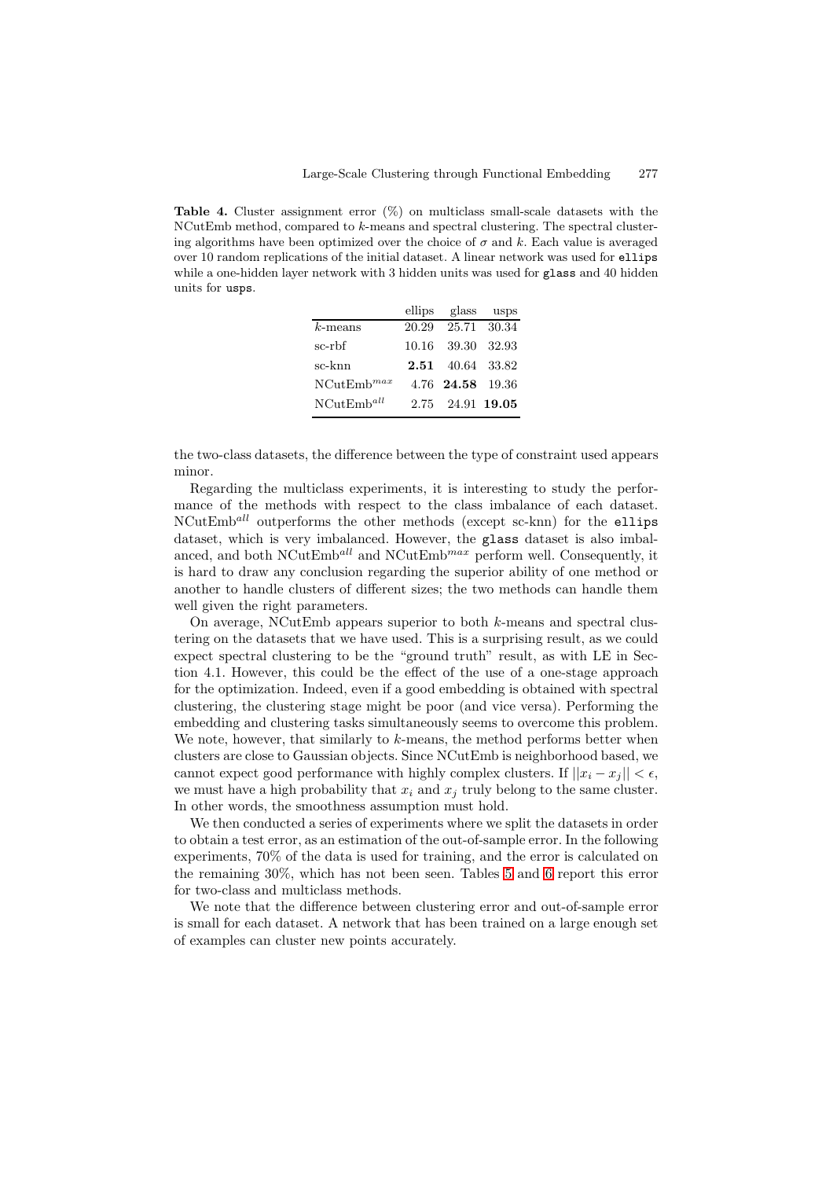**Table 4.** Cluster assignment error (%) on multiclass small-scale datasets with the NCutEmb method, compared to $k$-means and spectral clustering. The spectral clustering algorithms have been optimized over the choice of $\sigma$ and $k$. Each value is averaged over 10 random replications of the initial dataset. A linear network was used for `ellips` while a one-hidden layer network with 3 hidden units was used for `glass` and 40 hidden units for `usps`.

| | ellips | glass | usps |
|---|---|---|---|
| $k$-means | 20.29 | 25.71 | 30.34 |
| sc-rbf | 10.16 | 39.30 | 32.93 |
| sc-knn | **2.51** | 40.64 | 33.82 |
| NCutEmb$^{max}$ | 4.76 | **24.58** | 19.36 |
| NCutEmb$^{all}$ | 2.75 | 24.91 | **19.05** |

the two-class datasets, the difference between the type of constraint used appears minor.

Regarding the multiclass experiments, it is interesting to study the performance of the methods with respect to the class imbalance of each dataset. NCutEmb$^{all}$ outperforms the other methods (except sc-knn) for the `ellips` dataset, which is very imbalanced. However, the `glass` dataset is also imbalanced, and both NCutEmb$^{all}$ and NCutEmb$^{max}$ perform well. Consequently, it is hard to draw any conclusion regarding the superior ability of one method or another to handle clusters of different sizes; the two methods can handle them well given the right parameters.

On average, NCutEmb appears superior to both $k$-means and spectral clustering on the datasets that we have used. This is a surprising result, as we could expect spectral clustering to be the "ground truth" result, as with LE in Section 4.1. However, this could be the effect of the use of a one-stage approach for the optimization. Indeed, even if a good embedding is obtained with spectral clustering, the clustering stage might be poor (and vice versa). Performing the embedding and clustering tasks simultaneously seems to overcome this problem. We note, however, that similarly to $k$-means, the method performs better when clusters are close to Gaussian objects. Since NCutEmb is neighborhood based, we cannot expect good performance with highly complex clusters. If $||x_i - x_j|| < \epsilon$, we must have a high probability that $x_i$ and $x_j$ truly belong to the same cluster. In other words, the smoothness assumption must hold.

We then conducted a series of experiments where we split the datasets in order to obtain a test error, as an estimation of the out-of-sample error. In the following experiments, 70% of the data is used for training, and the error is calculated on the remaining 30%, which has not been seen. Tables 5 and 6 report this error for two-class and multiclass methods.

We note that the difference between clustering error and out-of-sample error is small for each dataset. A network that has been trained on a large enough set of examples can cluster new points accurately.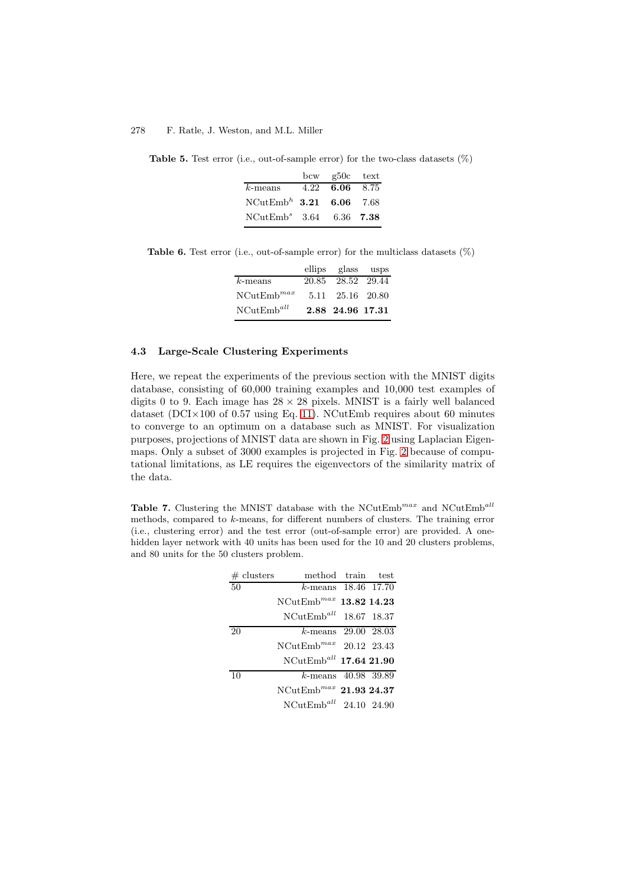**Table 5.** Test error (i.e., out-of-sample error) for the two-class datasets (%)

| | bcw | g50c | text |
|---|---|---|---|
| $k$-means | 4.22 | **6.06** | 8.75 |
| NCutEmb$^h$ | **3.21** | **6.06** | 7.68 |
| NCutEmb$^s$ | 3.64 | 6.36 | **7.38** |

**Table 6.** Test error (i.e., out-of-sample error) for the multiclass datasets (%)

| | ellips | glass | usps |
|---|---|---|---|
| $k$-means | 20.85 | 28.52 | 29.44 |
| NCutEmb$^{max}$ | 5.11 | 25.16 | 20.80 |
| NCutEmb$^{all}$ | **2.88** | **24.96** | **17.31** |

### 4.3 Large-Scale Clustering Experiments

Here, we repeat the experiments of the previous section with the MNIST digits database, consisting of 60,000 training examples and 10,000 test examples of digits 0 to 9. Each image has $28 \times 28$ pixels. MNIST is a fairly well balanced dataset (DCI×100 of 0.57 using Eq. 11). NCutEmb requires about 60 minutes to converge to an optimum on a database such as MNIST. For visualization purposes, projections of MNIST data are shown in Fig. 2 using Laplacian Eigenmaps. Only a subset of 3000 examples is projected in Fig. 2 because of computational limitations, as LE requires the eigenvectors of the similarity matrix of the data.

**Table 7.** Clustering the MNIST database with the NCutEmb$^{max}$ and NCutEmb$^{all}$ methods, compared to $k$-means, for different numbers of clusters. The training error (i.e., clustering error) and the test error (out-of-sample error) are provided. A one-hidden layer network with 40 units has been used for the 10 and 20 clusters problems, and 80 units for the 50 clusters problem.

| # clusters | method | train | test |
|---|---|---|---|
| 50 | $k$-means | 18.46 | 17.70 |
| | NCutEmb$^{max}$ | **13.82** | **14.23** |
| | NCutEmb$^{all}$ | 18.67 | 18.37 |
| 20 | $k$-means | 29.00 | 28.03 |
| | NCutEmb$^{max}$ | 20.12 | 23.43 |
| | NCutEmb$^{all}$ | **17.64** | **21.90** |
| 10 | $k$-means | 40.98 | 39.89 |
| | NCutEmb$^{max}$ | **21.93** | **24.37** |
| | NCutEmb$^{all}$ | 24.10 | 24.90 |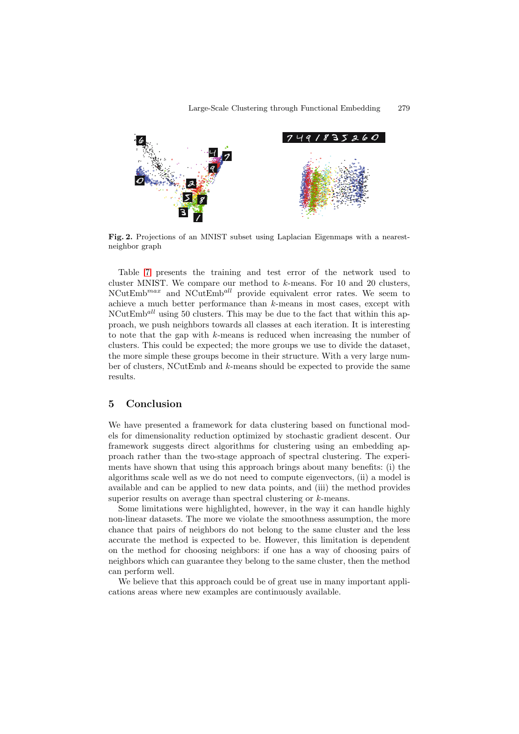7 4 9 1 8 3 5 2 6 0

**Fig. 2.** Projections of an MNIST subset using Laplacian Eigenmaps with a nearest-neighbor graph

Table 7 presents the training and test error of the network used to cluster MNIST. We compare our method to $k$-means. For 10 and 20 clusters, NCutEmb$^{max}$ and NCutEmb$^{all}$ provide equivalent error rates. We seem to achieve a much better performance than $k$-means in most cases, except with NCutEmb$^{all}$ using 50 clusters. This may be due to the fact that within this approach, we push neighbors towards all classes at each iteration. It is interesting to note that the gap with $k$-means is reduced when increasing the number of clusters. This could be expected; the more groups we use to divide the dataset, the more simple these groups become in their structure. With a very large number of clusters, NCutEmb and $k$-means should be expected to provide the same results.

## 5 Conclusion

We have presented a framework for data clustering based on functional models for dimensionality reduction optimized by stochastic gradient descent. Our framework suggests direct algorithms for clustering using an embedding approach rather than the two-stage approach of spectral clustering. The experiments have shown that using this approach brings about many benefits: (i) the algorithms scale well as we do not need to compute eigenvectors, (ii) a model is available and can be applied to new data points, and (iii) the method provides superior results on average than spectral clustering or $k$-means.

Some limitations were highlighted, however, in the way it can handle highly non-linear datasets. The more we violate the smoothness assumption, the more chance that pairs of neighbors do not belong to the same cluster and the less accurate the method is expected to be. However, this limitation is dependent on the method for choosing neighbors: if one has a way of choosing pairs of neighbors which can guarantee they belong to the same cluster, then the method can perform well.

We believe that this approach could be of great use in many important applications areas where new examples are continuously available.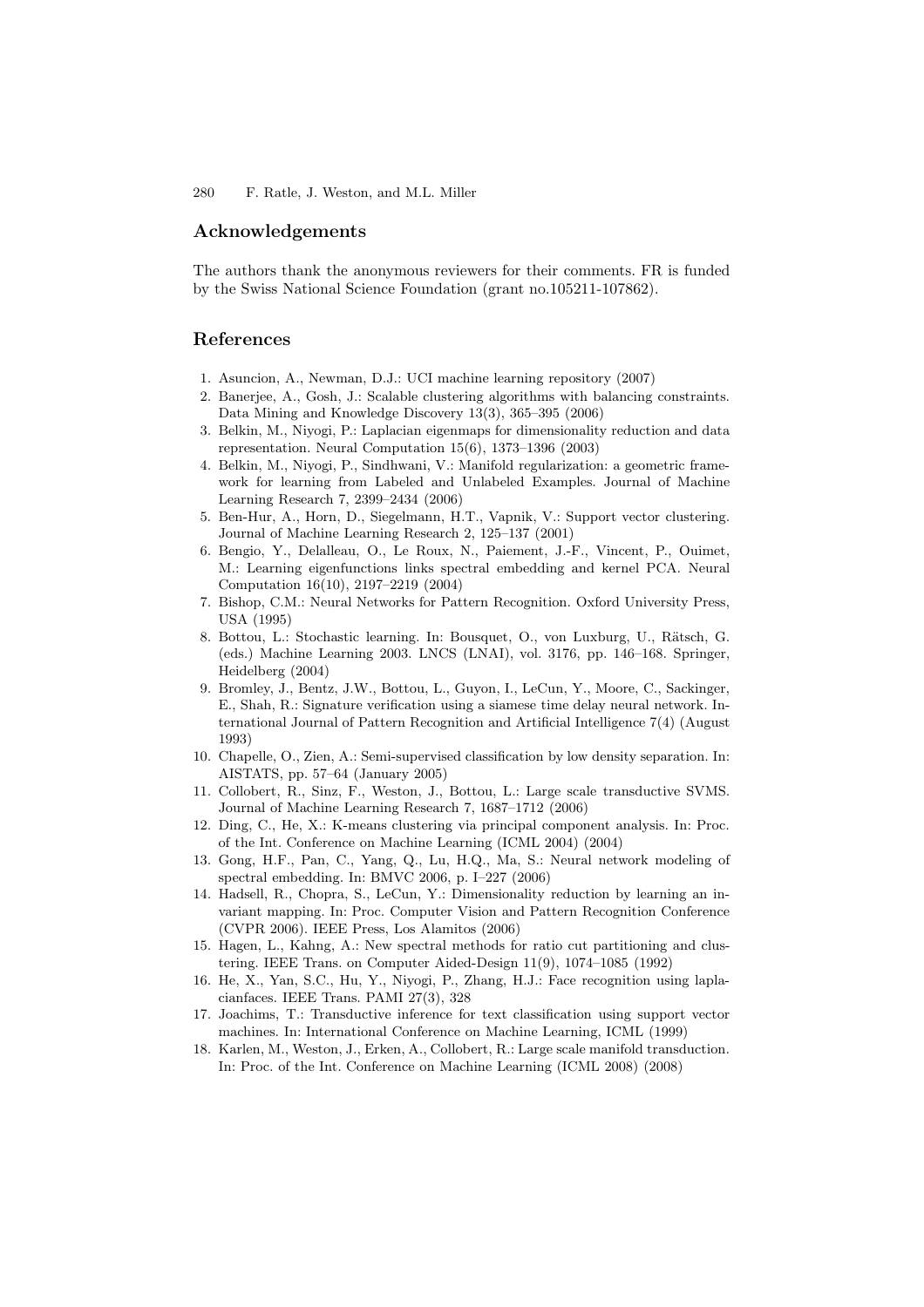## Acknowledgements

The authors thank the anonymous reviewers for their comments. FR is funded by the Swiss National Science Foundation (grant no.105211-107862).

## References

1. Asuncion, A., Newman, D.J.: UCI machine learning repository (2007)
2. Banerjee, A., Gosh, J.: Scalable clustering algorithms with balancing constraints. Data Mining and Knowledge Discovery 13(3), 365–395 (2006)
3. Belkin, M., Niyogi, P.: Laplacian eigenmaps for dimensionality reduction and data representation. Neural Computation 15(6), 1373–1396 (2003)
4. Belkin, M., Niyogi, P., Sindhwani, V.: Manifold regularization: a geometric framework for learning from Labeled and Unlabeled Examples. Journal of Machine Learning Research 7, 2399–2434 (2006)
5. Ben-Hur, A., Horn, D., Siegelmann, H.T., Vapnik, V.: Support vector clustering. Journal of Machine Learning Research 2, 125–137 (2001)
6. Bengio, Y., Delalleau, O., Le Roux, N., Paiement, J.-F., Vincent, P., Ouimet, M.: Learning eigenfunctions links spectral embedding and kernel PCA. Neural Computation 16(10), 2197–2219 (2004)
7. Bishop, C.M.: Neural Networks for Pattern Recognition. Oxford University Press, USA (1995)
8. Bottou, L.: Stochastic learning. In: Bousquet, O., von Luxburg, U., Rätsch, G. (eds.) Machine Learning 2003. LNCS (LNAI), vol. 3176, pp. 146–168. Springer, Heidelberg (2004)
9. Bromley, J., Bentz, J.W., Bottou, L., Guyon, I., LeCun, Y., Moore, C., Sackinger, E., Shah, R.: Signature verification using a siamese time delay neural network. International Journal of Pattern Recognition and Artificial Intelligence 7(4) (August 1993)
10. Chapelle, O., Zien, A.: Semi-supervised classification by low density separation. In: AISTATS, pp. 57–64 (January 2005)
11. Collobert, R., Sinz, F., Weston, J., Bottou, L.: Large scale transductive SVMS. Journal of Machine Learning Research 7, 1687–1712 (2006)
12. Ding, C., He, X.: K-means clustering via principal component analysis. In: Proc. of the Int. Conference on Machine Learning (ICML 2004) (2004)
13. Gong, H.F., Pan, C., Yang, Q., Lu, H.Q., Ma, S.: Neural network modeling of spectral embedding. In: BMVC 2006, p. I–227 (2006)
14. Hadsell, R., Chopra, S., LeCun, Y.: Dimensionality reduction by learning an invariant mapping. In: Proc. Computer Vision and Pattern Recognition Conference (CVPR 2006). IEEE Press, Los Alamitos (2006)
15. Hagen, L., Kahng, A.: New spectral methods for ratio cut partitioning and clustering. IEEE Trans. on Computer Aided-Design 11(9), 1074–1085 (1992)
16. He, X., Yan, S.C., Hu, Y., Niyogi, P., Zhang, H.J.: Face recognition using laplacianfaces. IEEE Trans. PAMI 27(3), 328
17. Joachims, T.: Transductive inference for text classification using support vector machines. In: International Conference on Machine Learning, ICML (1999)
18. Karlen, M., Weston, J., Erken, A., Collobert, R.: Large scale manifold transduction. In: Proc. of the Int. Conference on Machine Learning (ICML 2008) (2008)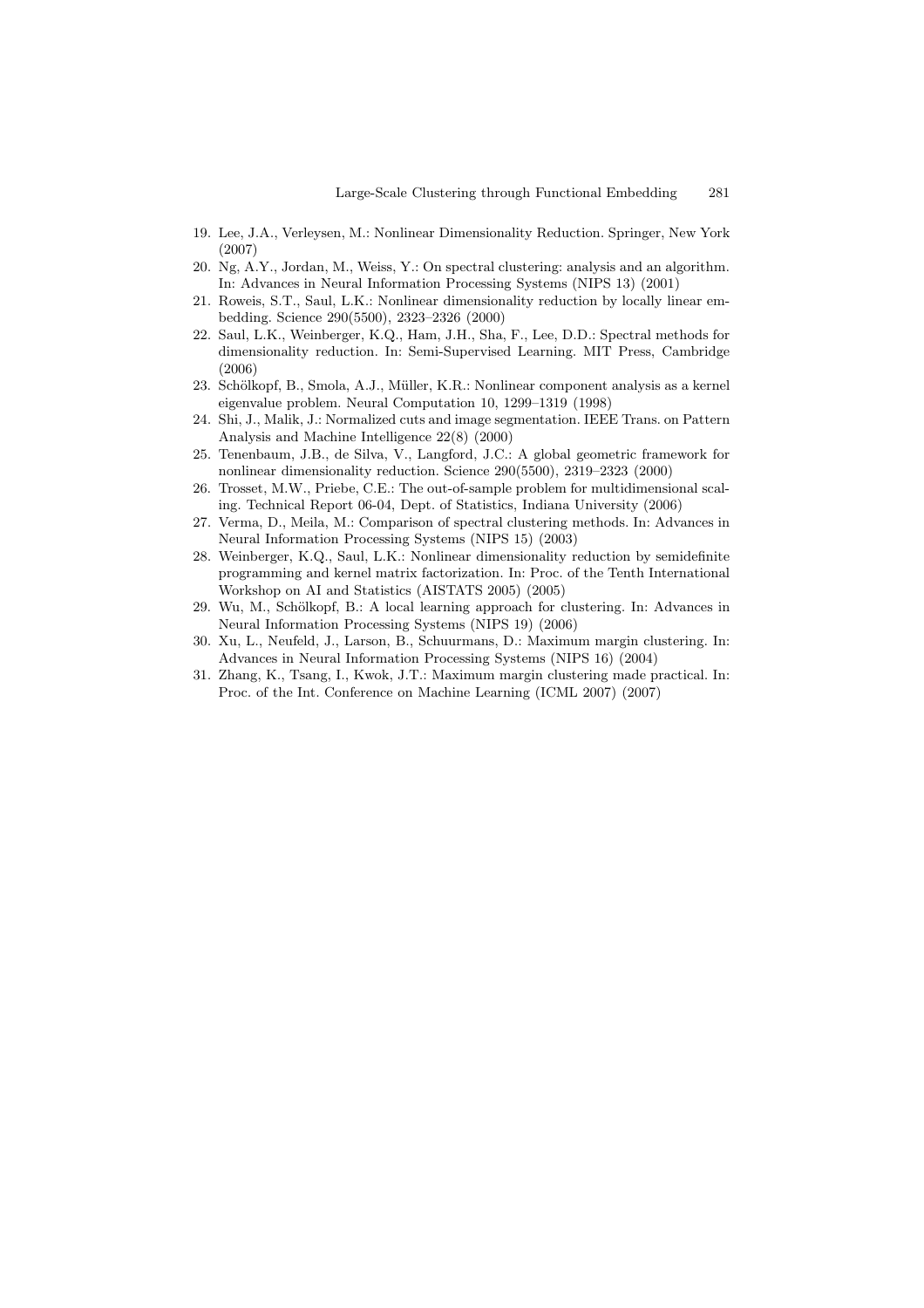19. Lee, J.A., Verleysen, M.: Nonlinear Dimensionality Reduction. Springer, New York (2007)
20. Ng, A.Y., Jordan, M., Weiss, Y.: On spectral clustering: analysis and an algorithm. In: Advances in Neural Information Processing Systems (NIPS 13) (2001)
21. Roweis, S.T., Saul, L.K.: Nonlinear dimensionality reduction by locally linear embedding. Science 290(5500), 2323–2326 (2000)
22. Saul, L.K., Weinberger, K.Q., Ham, J.H., Sha, F., Lee, D.D.: Spectral methods for dimensionality reduction. In: Semi-Supervised Learning. MIT Press, Cambridge (2006)
23. Schölkopf, B., Smola, A.J., Müller, K.R.: Nonlinear component analysis as a kernel eigenvalue problem. Neural Computation 10, 1299–1319 (1998)
24. Shi, J., Malik, J.: Normalized cuts and image segmentation. IEEE Trans. on Pattern Analysis and Machine Intelligence 22(8) (2000)
25. Tenenbaum, J.B., de Silva, V., Langford, J.C.: A global geometric framework for nonlinear dimensionality reduction. Science 290(5500), 2319–2323 (2000)
26. Trosset, M.W., Priebe, C.E.: The out-of-sample problem for multidimensional scaling. Technical Report 06-04, Dept. of Statistics, Indiana University (2006)
27. Verma, D., Meila, M.: Comparison of spectral clustering methods. In: Advances in Neural Information Processing Systems (NIPS 15) (2003)
28. Weinberger, K.Q., Saul, L.K.: Nonlinear dimensionality reduction by semidefinite programming and kernel matrix factorization. In: Proc. of the Tenth International Workshop on AI and Statistics (AISTATS 2005) (2005)
29. Wu, M., Schölkopf, B.: A local learning approach for clustering. In: Advances in Neural Information Processing Systems (NIPS 19) (2006)
30. Xu, L., Neufeld, J., Larson, B., Schuurmans, D.: Maximum margin clustering. In: Advances in Neural Information Processing Systems (NIPS 16) (2004)
31. Zhang, K., Tsang, I., Kwok, J.T.: Maximum margin clustering made practical. In: Proc. of the Int. Conference on Machine Learning (ICML 2007) (2007)